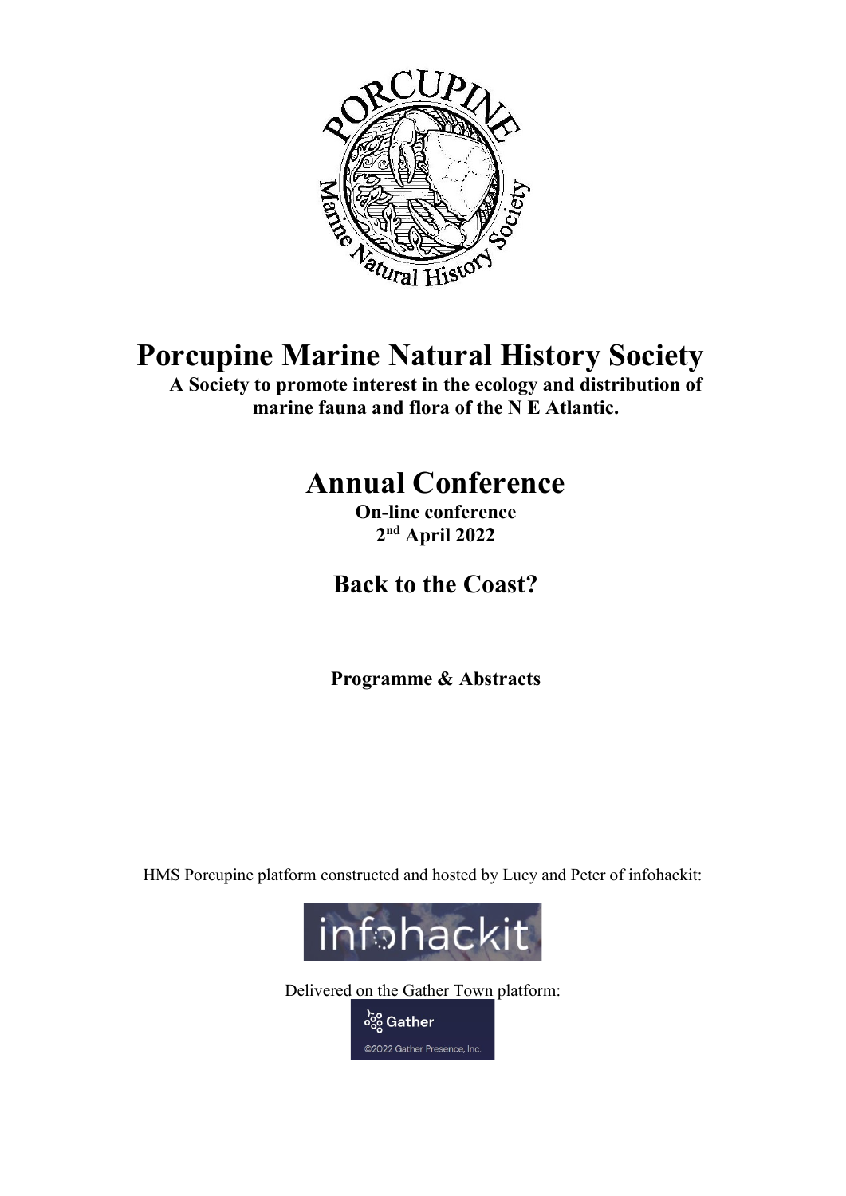# Porcupine Marine Natural History Society

**A Society to promote interest in the ecology and distribution of marine fauna and flora of the N E Atlantic.**

## Annual Conference

**On-line conference**

**2nd April 2022**

### Back to the Coast?

**Programme & Abstracts**

HMS Porcupine platform constructed and hosted by Lucy and Peter of infohackit:

Delivered on the Gather Town platform: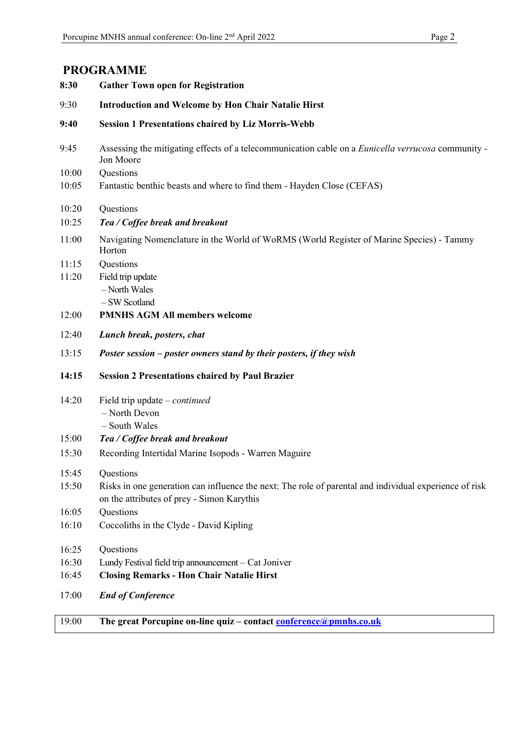## PROGRAMME

| | |
|---|---|
| **8:30** | **Gather Town open for Registration** |
| 9:30 | **Introduction and Welcome by Hon Chair Natalie Hirst** |
| **9:40** | **Session 1 Presentations chaired by Liz Morris-Webb** |
| 9:45 | Assessing the mitigating effects of a telecommunication cable on a *Eunicella verrucosa* community - Jon Moore |
| 10:00 | Questions |
| 10:05 | Fantastic benthic beasts and where to find them - Hayden Close (CEFAS) |
| 10:20 | Questions |
| 10:25 | ***Tea / Coffee break and breakout*** |
| 11:00 | Navigating Nomenclature in the World of WoRMS (World Register of Marine Species) - Tammy Horton |
| 11:15 | Questions |
| 11:20 | Field trip update<br>– North Wales<br>– SW Scotland |
| 12:00 | **PMNHS AGM All members welcome** |
| 12:40 | ***Lunch break, posters, chat*** |
| 13:15 | ***Poster session – poster owners stand by their posters, if they wish*** |
| **14:15** | **Session 2 Presentations chaired by Paul Brazier** |
| 14:20 | Field trip update – *continued*<br>– North Devon<br>– South Wales |
| 15:00 | ***Tea / Coffee break and breakout*** |
| 15:30 | Recording Intertidal Marine Isopods - Warren Maguire |
| 15:45 | Questions |
| 15:50 | Risks in one generation can influence the next: The role of parental and individual experience of risk on the attributes of prey - Simon Karythis |
| 16:05 | Questions |
| 16:10 | Coccoliths in the Clyde - David Kipling |
| 16:25 | Questions |
| 16:30 | Lundy Festival field trip announcement – Cat Joniver |
| 16:45 | **Closing Remarks - Hon Chair Natalie Hirst** |
| 17:00 | ***End of Conference*** |
| 19:00 | **The great Porcupine on-line quiz – contact conference@pmnhs.co.uk** |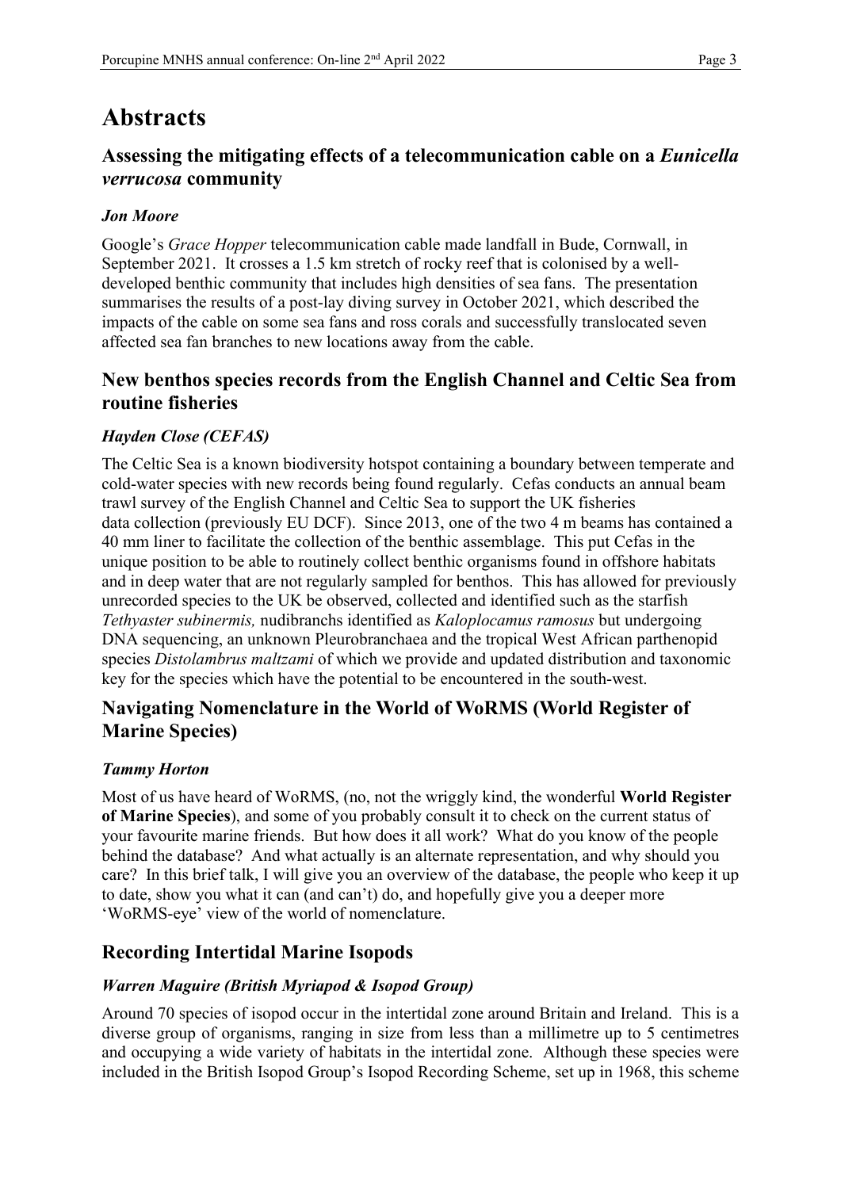# Abstracts

## Assessing the mitigating effects of a telecommunication cable on a *Eunicella verrucosa* community

### *Jon Moore*

Google's *Grace Hopper* telecommunication cable made landfall in Bude, Cornwall, in September 2021. It crosses a 1.5 km stretch of rocky reef that is colonised by a well-developed benthic community that includes high densities of sea fans. The presentation summarises the results of a post-lay diving survey in October 2021, which described the impacts of the cable on some sea fans and ross corals and successfully translocated seven affected sea fan branches to new locations away from the cable.

## New benthos species records from the English Channel and Celtic Sea from routine fisheries

### *Hayden Close (CEFAS)*

The Celtic Sea is a known biodiversity hotspot containing a boundary between temperate and cold-water species with new records being found regularly. Cefas conducts an annual beam trawl survey of the English Channel and Celtic Sea to support the UK fisheries data collection (previously EU DCF). Since 2013, one of the two 4 m beams has contained a 40 mm liner to facilitate the collection of the benthic assemblage. This put Cefas in the unique position to be able to routinely collect benthic organisms found in offshore habitats and in deep water that are not regularly sampled for benthos. This has allowed for previously unrecorded species to the UK be observed, collected and identified such as the starfish *Tethyaster subinermis,* nudibranchs identified as *Kaloplocamus ramosus* but undergoing DNA sequencing, an unknown Pleurobranchaea and the tropical West African parthenopid species *Distolambrus maltzami* of which we provide and updated distribution and taxonomic key for the species which have the potential to be encountered in the south-west.

## Navigating Nomenclature in the World of WoRMS (World Register of Marine Species)

### *Tammy Horton*

Most of us have heard of WoRMS, (no, not the wriggly kind, the wonderful **World Register of Marine Species**), and some of you probably consult it to check on the current status of your favourite marine friends. But how does it all work? What do you know of the people behind the database? And what actually is an alternate representation, and why should you care? In this brief talk, I will give you an overview of the database, the people who keep it up to date, show you what it can (and can't) do, and hopefully give you a deeper more 'WoRMS-eye' view of the world of nomenclature.

## Recording Intertidal Marine Isopods

### *Warren Maguire (British Myriapod & Isopod Group)*

Around 70 species of isopod occur in the intertidal zone around Britain and Ireland. This is a diverse group of organisms, ranging in size from less than a millimetre up to 5 centimetres and occupying a wide variety of habitats in the intertidal zone. Although these species were included in the British Isopod Group's Isopod Recording Scheme, set up in 1968, this scheme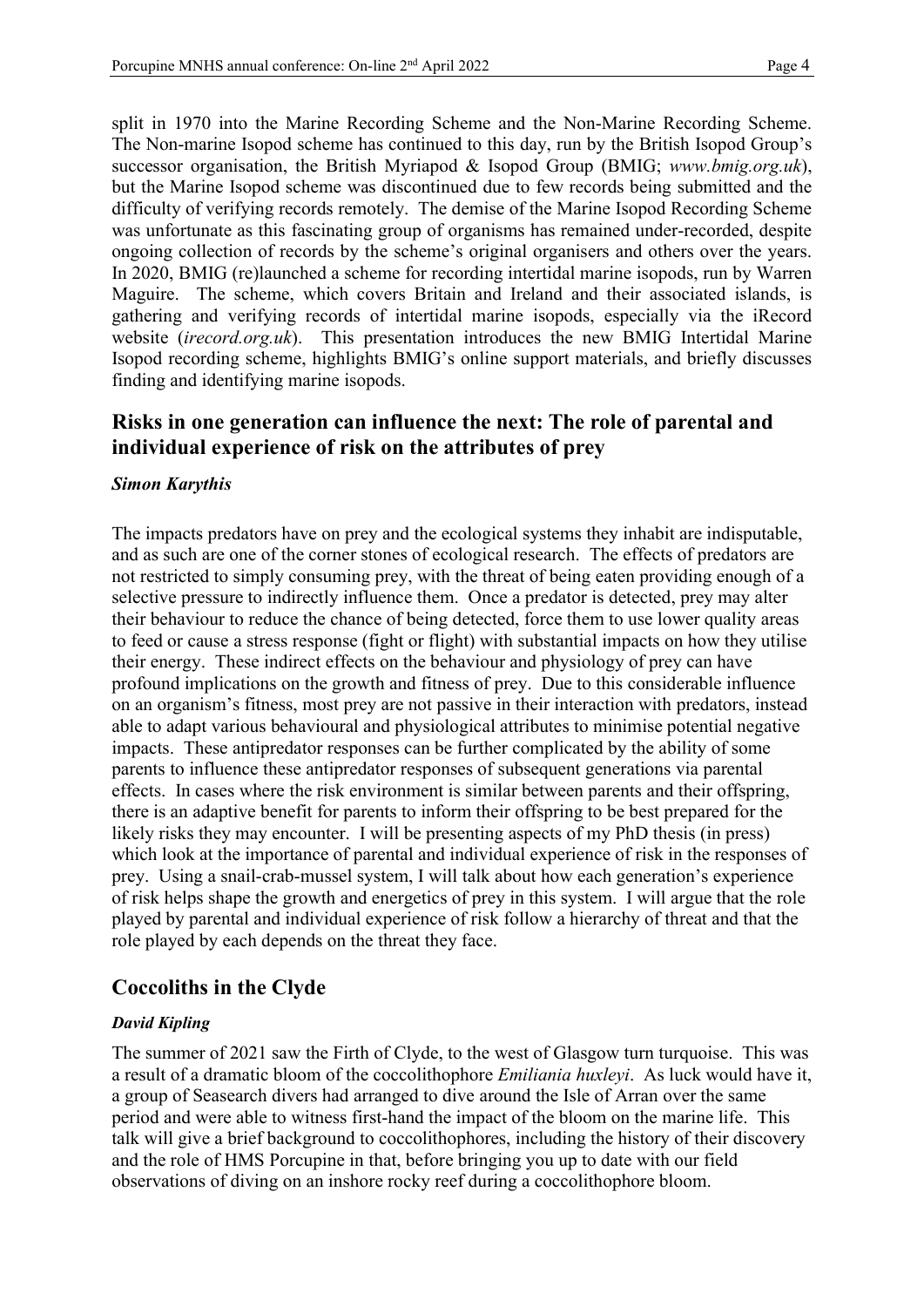split in 1970 into the Marine Recording Scheme and the Non-Marine Recording Scheme. The Non-marine Isopod scheme has continued to this day, run by the British Isopod Group's successor organisation, the British Myriapod & Isopod Group (BMIG; *www.bmig.org.uk*), but the Marine Isopod scheme was discontinued due to few records being submitted and the difficulty of verifying records remotely. The demise of the Marine Isopod Recording Scheme was unfortunate as this fascinating group of organisms has remained under-recorded, despite ongoing collection of records by the scheme's original organisers and others over the years. In 2020, BMIG (re)launched a scheme for recording intertidal marine isopods, run by Warren Maguire. The scheme, which covers Britain and Ireland and their associated islands, is gathering and verifying records of intertidal marine isopods, especially via the iRecord website (*irecord.org.uk*). This presentation introduces the new BMIG Intertidal Marine Isopod recording scheme, highlights BMIG's online support materials, and briefly discusses finding and identifying marine isopods.

## Risks in one generation can influence the next: The role of parental and individual experience of risk on the attributes of prey

***Simon Karythis***

The impacts predators have on prey and the ecological systems they inhabit are indisputable, and as such are one of the corner stones of ecological research. The effects of predators are not restricted to simply consuming prey, with the threat of being eaten providing enough of a selective pressure to indirectly influence them. Once a predator is detected, prey may alter their behaviour to reduce the chance of being detected, force them to use lower quality areas to feed or cause a stress response (fight or flight) with substantial impacts on how they utilise their energy. These indirect effects on the behaviour and physiology of prey can have profound implications on the growth and fitness of prey. Due to this considerable influence on an organism's fitness, most prey are not passive in their interaction with predators, instead able to adapt various behavioural and physiological attributes to minimise potential negative impacts. These antipredator responses can be further complicated by the ability of some parents to influence these antipredator responses of subsequent generations via parental effects. In cases where the risk environment is similar between parents and their offspring, there is an adaptive benefit for parents to inform their offspring to be best prepared for the likely risks they may encounter. I will be presenting aspects of my PhD thesis (in press) which look at the importance of parental and individual experience of risk in the responses of prey. Using a snail-crab-mussel system, I will talk about how each generation's experience of risk helps shape the growth and energetics of prey in this system. I will argue that the role played by parental and individual experience of risk follow a hierarchy of threat and that the role played by each depends on the threat they face.

## Coccoliths in the Clyde

***David Kipling***

The summer of 2021 saw the Firth of Clyde, to the west of Glasgow turn turquoise. This was a result of a dramatic bloom of the coccolithophore *Emiliania huxleyi*. As luck would have it, a group of Seasearch divers had arranged to dive around the Isle of Arran over the same period and were able to witness first-hand the impact of the bloom on the marine life. This talk will give a brief background to coccolithophores, including the history of their discovery and the role of HMS Porcupine in that, before bringing you up to date with our field observations of diving on an inshore rocky reef during a coccolithophore bloom.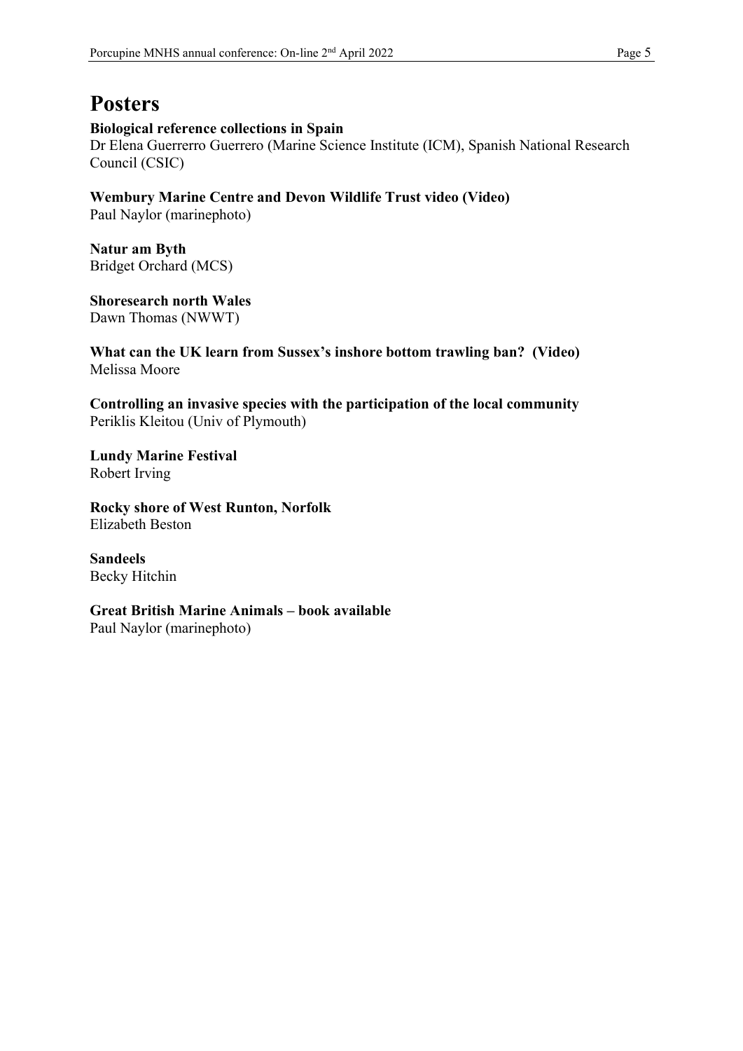# Posters

**Biological reference collections in Spain**
Dr Elena Guerrerro Guerrero (Marine Science Institute (ICM), Spanish National Research Council (CSIC)

**Wembury Marine Centre and Devon Wildlife Trust video (Video)**
Paul Naylor (marinephoto)

**Natur am Byth**
Bridget Orchard (MCS)

**Shoresearch north Wales**
Dawn Thomas (NWWT)

**What can the UK learn from Sussex's inshore bottom trawling ban? (Video)**
Melissa Moore

**Controlling an invasive species with the participation of the local community**
Periklis Kleitou (Univ of Plymouth)

**Lundy Marine Festival**
Robert Irving

**Rocky shore of West Runton, Norfolk**
Elizabeth Beston

**Sandeels**
Becky Hitchin

**Great British Marine Animals – book available**
Paul Naylor (marinephoto)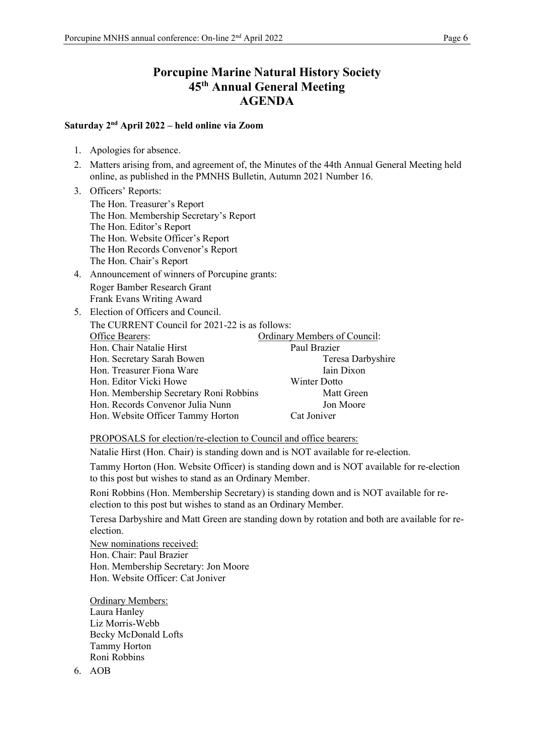# Porcupine Marine Natural History Society
# 45th Annual General Meeting
# AGENDA

**Saturday 2nd April 2022 – held online via Zoom**

1. Apologies for absence.
2. Matters arising from, and agreement of, the Minutes of the 44th Annual General Meeting held online, as published in the PMNHS Bulletin, Autumn 2021 Number 16.
3. Officers' Reports:

   The Hon. Treasurer's Report
   The Hon. Membership Secretary's Report
   The Hon. Editor's Report
   The Hon. Website Officer's Report
   The Hon Records Convenor's Report
   The Hon. Chair's Report
4. Announcement of winners of Porcupine grants:

   Roger Bamber Research Grant
   Frank Evans Writing Award
5. Election of Officers and Council.

   The CURRENT Council for 2021-22 is as follows:

   | Office Bearers: | Ordinary Members of Council: |
   |---|---|
   | Hon. Chair Natalie Hirst | Paul Brazier |
   | Hon. Secretary Sarah Bowen | Teresa Darbyshire |
   | Hon. Treasurer Fiona Ware | Iain Dixon |
   | Hon. Editor Vicki Howe | Winter Dotto |
   | Hon. Membership Secretary Roni Robbins | Matt Green |
   | Hon. Records Convenor Julia Nunn | Jon Moore |
   | Hon. Website Officer Tammy Horton | Cat Joniver |

   PROPOSALS for election/re-election to Council and office bearers:

   Natalie Hirst (Hon. Chair) is standing down and is NOT available for re-election.

   Tammy Horton (Hon. Website Officer) is standing down and is NOT available for re-election to this post but wishes to stand as an Ordinary Member.

   Roni Robbins (Hon. Membership Secretary) is standing down and is NOT available for re-election to this post but wishes to stand as an Ordinary Member.

   Teresa Darbyshire and Matt Green are standing down by rotation and both are available for re-election.

   New nominations received:
   Hon. Chair: Paul Brazier
   Hon. Membership Secretary: Jon Moore
   Hon. Website Officer: Cat Joniver

   Ordinary Members:
   Laura Hanley
   Liz Morris-Webb
   Becky McDonald Lofts
   Tammy Horton
   Roni Robbins
6. AOB